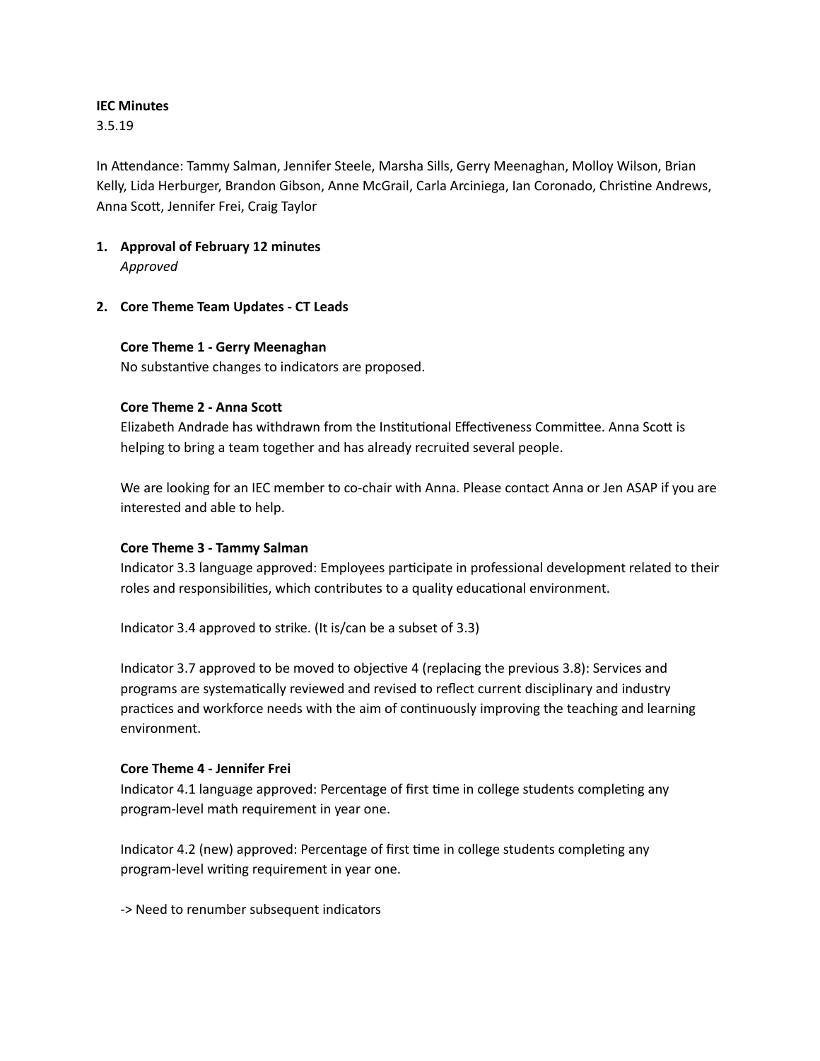**IEC Minutes**
3.5.19

In Attendance: Tammy Salman, Jennifer Steele, Marsha Sills, Gerry Meenaghan, Molloy Wilson, Brian Kelly, Lida Herburger, Brandon Gibson, Anne McGrail, Carla Arciniega, Ian Coronado, Christine Andrews, Anna Scott, Jennifer Frei, Craig Taylor

1. **Approval of February 12 minutes**
   *Approved*

2. **Core Theme Team Updates - CT Leads**

   **Core Theme 1 - Gerry Meenaghan**
   No substantive changes to indicators are proposed.

   **Core Theme 2 - Anna Scott**
   Elizabeth Andrade has withdrawn from the Institutional Effectiveness Committee. Anna Scott is helping to bring a team together and has already recruited several people.

   We are looking for an IEC member to co-chair with Anna. Please contact Anna or Jen ASAP if you are interested and able to help.

   **Core Theme 3 - Tammy Salman**
   Indicator 3.3 language approved: Employees participate in professional development related to their roles and responsibilities, which contributes to a quality educational environment.

   Indicator 3.4 approved to strike. (It is/can be a subset of 3.3)

   Indicator 3.7 approved to be moved to objective 4 (replacing the previous 3.8): Services and programs are systematically reviewed and revised to reflect current disciplinary and industry practices and workforce needs with the aim of continuously improving the teaching and learning environment.

   **Core Theme 4 - Jennifer Frei**
   Indicator 4.1 language approved: Percentage of first time in college students completing any program-level math requirement in year one.

   Indicator 4.2 (new) approved: Percentage of first time in college students completing any program-level writing requirement in year one.

   -> Need to renumber subsequent indicators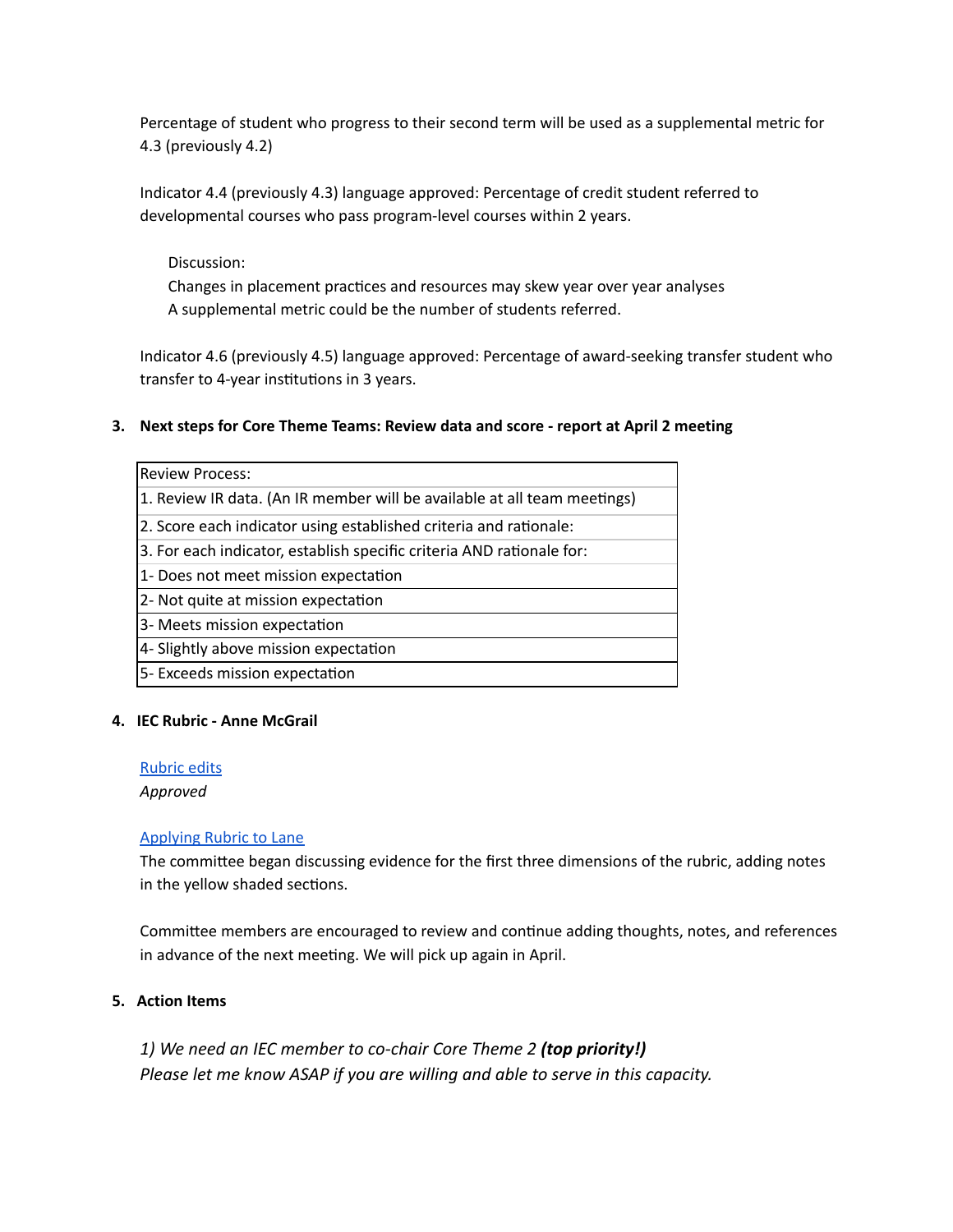Percentage of student who progress to their second term will be used as a supplemental metric for 4.3 (previously 4.2)

Indicator 4.4 (previously 4.3) language approved: Percentage of credit student referred to developmental courses who pass program-level courses within 2 years.

> Discussion:
> Changes in placement practices and resources may skew year over year analyses
> A supplemental metric could be the number of students referred.

Indicator 4.6 (previously 4.5) language approved: Percentage of award-seeking transfer student who transfer to 4-year institutions in 3 years.

3. **Next steps for Core Theme Teams: Review data and score - report at April 2 meeting**

| Review Process: |
| --- |
| 1. Review IR data. (An IR member will be available at all team meetings) |
| 2. Score each indicator using established criteria and rationale: |
| 3. For each indicator, establish specific criteria AND rationale for: |
| 1- Does not meet mission expectation |
| 2- Not quite at mission expectation |
| 3- Meets mission expectation |
| 4- Slightly above mission expectation |
| 5- Exceeds mission expectation |

4. **IEC Rubric - Anne McGrail**

[Rubric edits]
*Approved*

[Applying Rubric to Lane]
The committee began discussing evidence for the first three dimensions of the rubric, adding notes in the yellow shaded sections.

Committee members are encouraged to review and continue adding thoughts, notes, and references in advance of the next meeting. We will pick up again in April.

5. **Action Items**

*1) We need an IEC member to co-chair Core Theme 2* ***(top priority!)***
*Please let me know ASAP if you are willing and able to serve in this capacity.*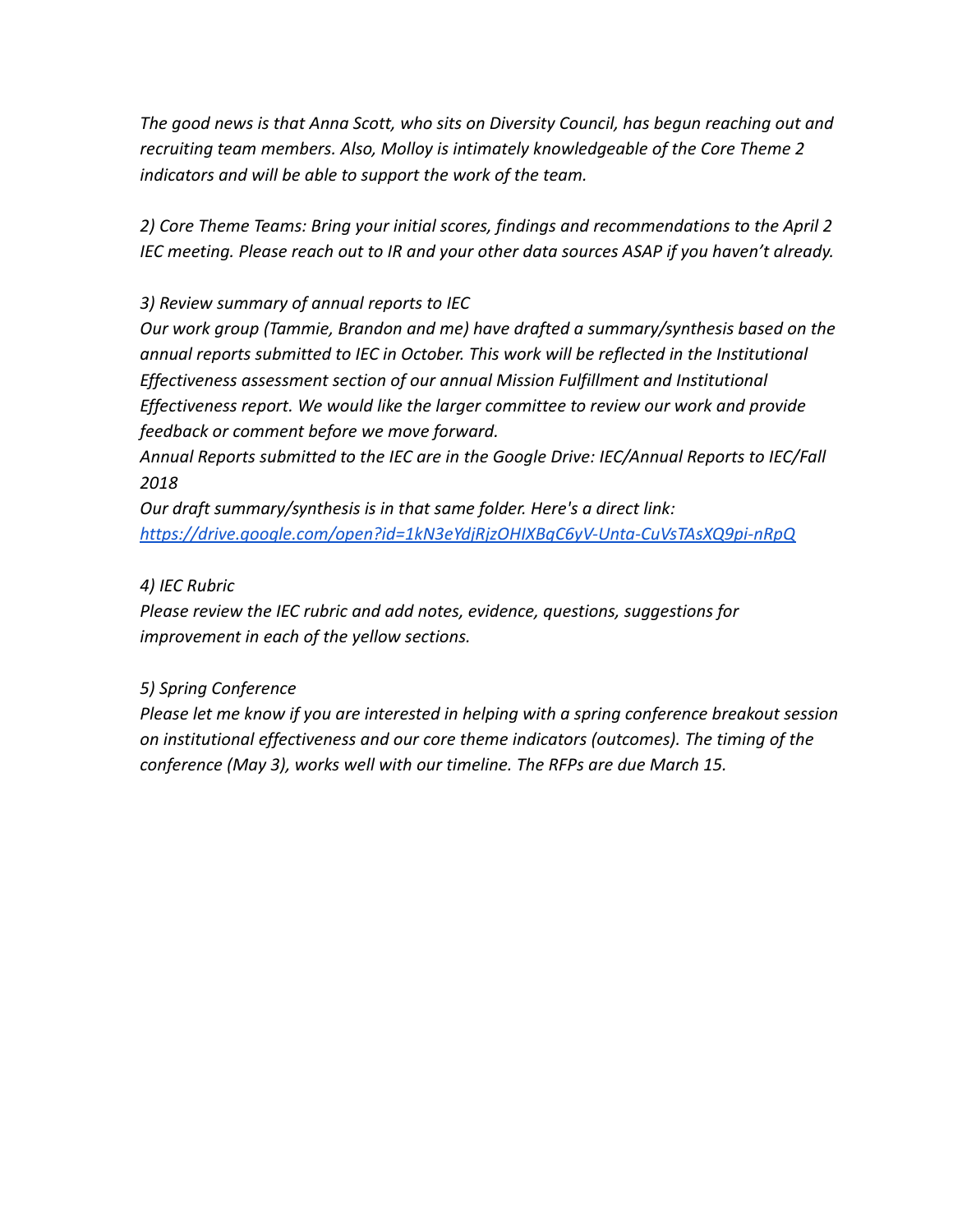*The good news is that Anna Scott, who sits on Diversity Council, has begun reaching out and recruiting team members. Also, Molloy is intimately knowledgeable of the Core Theme 2 indicators and will be able to support the work of the team.*

*2) Core Theme Teams: Bring your initial scores, findings and recommendations to the April 2 IEC meeting. Please reach out to IR and your other data sources ASAP if you haven't already.*

*3) Review summary of annual reports to IEC*
*Our work group (Tammie, Brandon and me) have drafted a summary/synthesis based on the annual reports submitted to IEC in October. This work will be reflected in the Institutional Effectiveness assessment section of our annual Mission Fulfillment and Institutional Effectiveness report. We would like the larger committee to review our work and provide feedback or comment before we move forward.*
*Annual Reports submitted to the IEC are in the Google Drive: IEC/Annual Reports to IEC/Fall 2018*
*Our draft summary/synthesis is in that same folder. Here's a direct link:*
*https://drive.google.com/open?id=1kN3eYdjRjzOHIXBqC6yV-Unta-CuVsTAsXQ9pi-nRpQ*

*4) IEC Rubric*
*Please review the IEC rubric and add notes, evidence, questions, suggestions for improvement in each of the yellow sections.*

*5) Spring Conference*
*Please let me know if you are interested in helping with a spring conference breakout session on institutional effectiveness and our core theme indicators (outcomes). The timing of the conference (May 3), works well with our timeline. The RFPs are due March 15.*